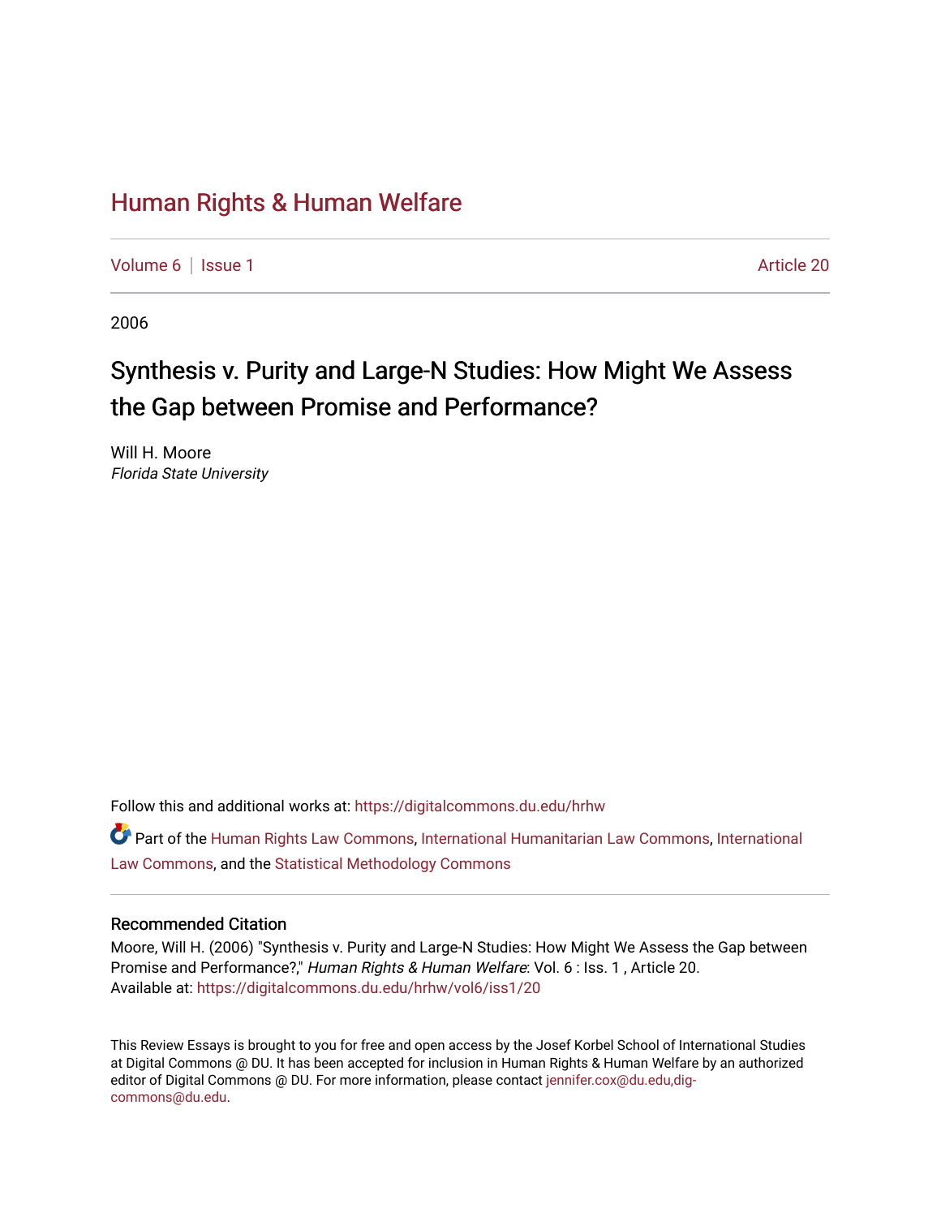# Human Rights & Human Welfare

Volume 6 | Issue 1 | Article 20

2006

## Synthesis v. Purity and Large-N Studies: How Might We Assess the Gap between Promise and Performance?

Will H. Moore
*Florida State University*

Follow this and additional works at: https://digitalcommons.du.edu/hrhw

Part of the Human Rights Law Commons, International Humanitarian Law Commons, International Law Commons, and the Statistical Methodology Commons

### Recommended Citation

Moore, Will H. (2006) "Synthesis v. Purity and Large-N Studies: How Might We Assess the Gap between Promise and Performance?," *Human Rights & Human Welfare*: Vol. 6 : Iss. 1 , Article 20.
Available at: https://digitalcommons.du.edu/hrhw/vol6/iss1/20

This Review Essays is brought to you for free and open access by the Josef Korbel School of International Studies at Digital Commons @ DU. It has been accepted for inclusion in Human Rights & Human Welfare by an authorized editor of Digital Commons @ DU. For more information, please contact jennifer.cox@du.edu,dig-commons@du.edu.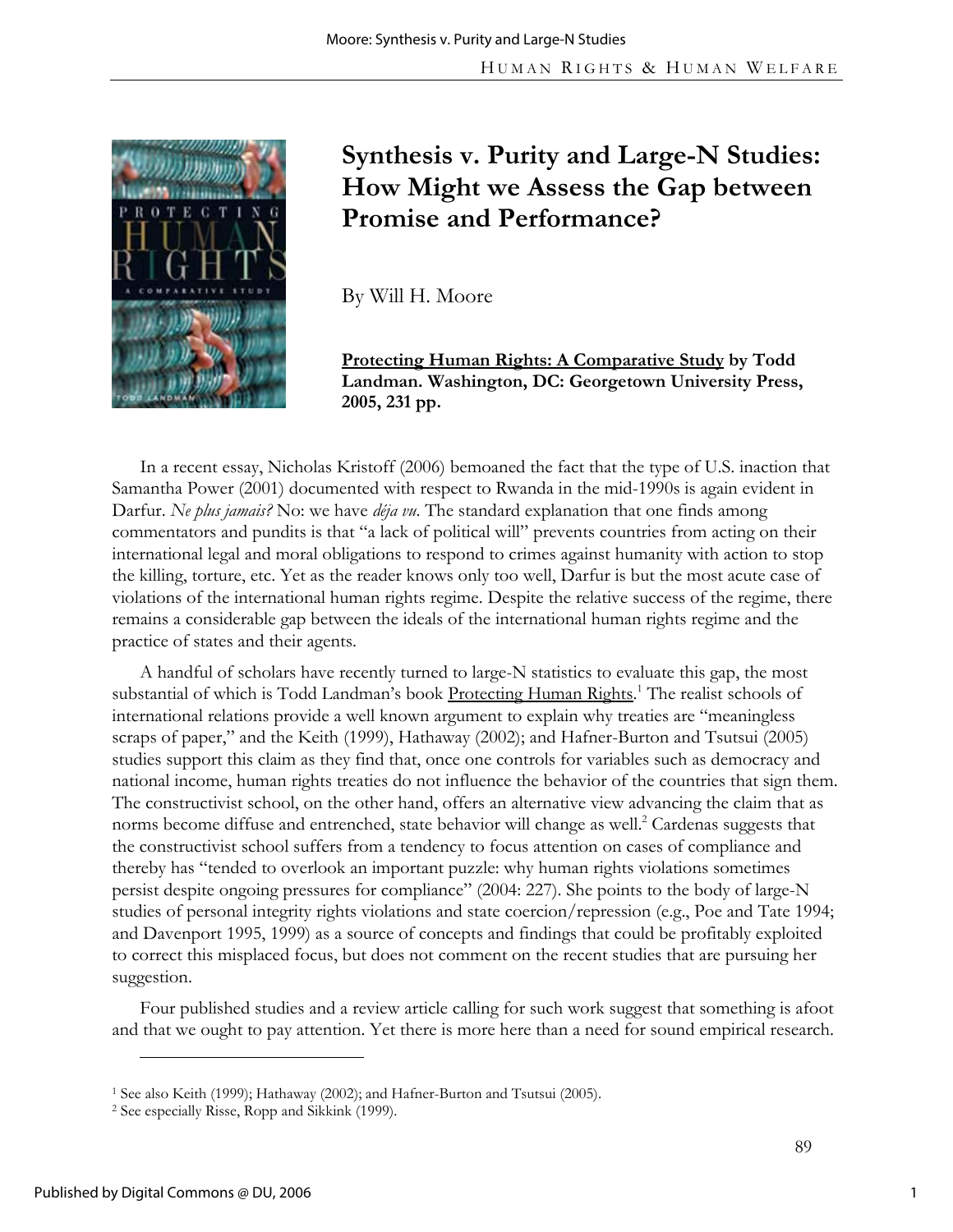# Synthesis v. Purity and Large-N Studies: How Might we Assess the Gap between Promise and Performance?

By Will H. Moore

**Protecting Human Rights: A Comparative Study by Todd Landman. Washington, DC: Georgetown University Press, 2005, 231 pp.**

In a recent essay, Nicholas Kristoff (2006) bemoaned the fact that the type of U.S. inaction that Samantha Power (2001) documented with respect to Rwanda in the mid-1990s is again evident in Darfur. *Ne plus jamais?* No: we have *déja vu*. The standard explanation that one finds among commentators and pundits is that "a lack of political will" prevents countries from acting on their international legal and moral obligations to respond to crimes against humanity with action to stop the killing, torture, etc. Yet as the reader knows only too well, Darfur is but the most acute case of violations of the international human rights regime. Despite the relative success of the regime, there remains a considerable gap between the ideals of the international human rights regime and the practice of states and their agents.

A handful of scholars have recently turned to large-N statistics to evaluate this gap, the most substantial of which is Todd Landman's book Protecting Human Rights.[1] The realist schools of international relations provide a well known argument to explain why treaties are "meaningless scraps of paper," and the Keith (1999), Hathaway (2002); and Hafner-Burton and Tsutsui (2005) studies support this claim as they find that, once one controls for variables such as democracy and national income, human rights treaties do not influence the behavior of the countries that sign them. The constructivist school, on the other hand, offers an alternative view advancing the claim that as norms become diffuse and entrenched, state behavior will change as well.[2] Cardenas suggests that the constructivist school suffers from a tendency to focus attention on cases of compliance and thereby has "tended to overlook an important puzzle: why human rights violations sometimes persist despite ongoing pressures for compliance" (2004: 227). She points to the body of large-N studies of personal integrity rights violations and state coercion/repression (e.g., Poe and Tate 1994; and Davenport 1995, 1999) as a source of concepts and findings that could be profitably exploited to correct this misplaced focus, but does not comment on the recent studies that are pursuing her suggestion.

Four published studies and a review article calling for such work suggest that something is afoot and that we ought to pay attention. Yet there is more here than a need for sound empirical research.

[1] See also Keith (1999); Hathaway (2002); and Hafner-Burton and Tsutsui (2005).

[2] See especially Risse, Ropp and Sikkink (1999).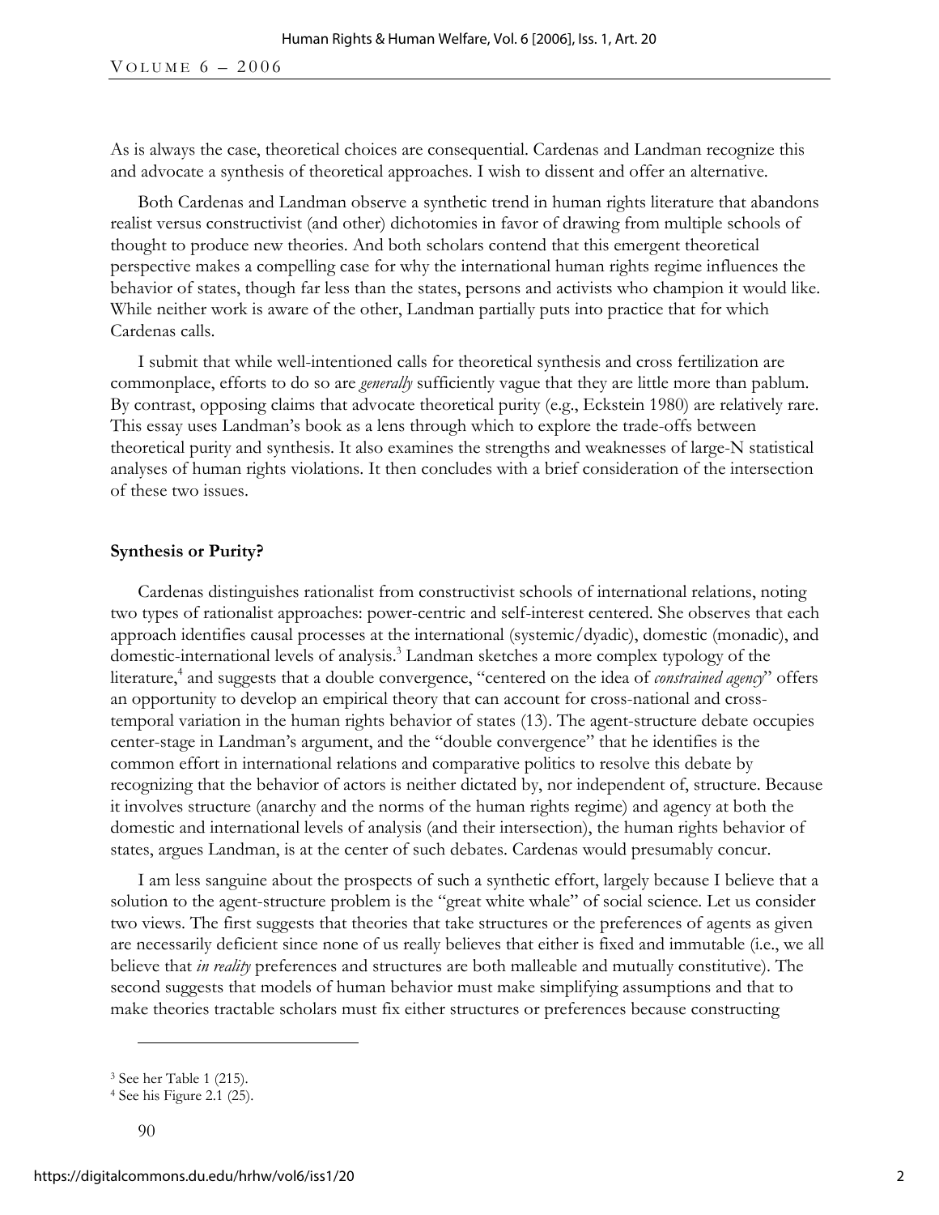As is always the case, theoretical choices are consequential. Cardenas and Landman recognize this and advocate a synthesis of theoretical approaches. I wish to dissent and offer an alternative.

Both Cardenas and Landman observe a synthetic trend in human rights literature that abandons realist versus constructivist (and other) dichotomies in favor of drawing from multiple schools of thought to produce new theories. And both scholars contend that this emergent theoretical perspective makes a compelling case for why the international human rights regime influences the behavior of states, though far less than the states, persons and activists who champion it would like. While neither work is aware of the other, Landman partially puts into practice that for which Cardenas calls.

I submit that while well-intentioned calls for theoretical synthesis and cross fertilization are commonplace, efforts to do so are *generally* sufficiently vague that they are little more than pablum. By contrast, opposing claims that advocate theoretical purity (e.g., Eckstein 1980) are relatively rare. This essay uses Landman's book as a lens through which to explore the trade-offs between theoretical purity and synthesis. It also examines the strengths and weaknesses of large-N statistical analyses of human rights violations. It then concludes with a brief consideration of the intersection of these two issues.

## Synthesis or Purity?

Cardenas distinguishes rationalist from constructivist schools of international relations, noting two types of rationalist approaches: power-centric and self-interest centered. She observes that each approach identifies causal processes at the international (systemic/dyadic), domestic (monadic), and domestic-international levels of analysis.[3] Landman sketches a more complex typology of the literature,[4] and suggests that a double convergence, "centered on the idea of *constrained agency*" offers an opportunity to develop an empirical theory that can account for cross-national and cross-temporal variation in the human rights behavior of states (13). The agent-structure debate occupies center-stage in Landman's argument, and the "double convergence" that he identifies is the common effort in international relations and comparative politics to resolve this debate by recognizing that the behavior of actors is neither dictated by, nor independent of, structure. Because it involves structure (anarchy and the norms of the human rights regime) and agency at both the domestic and international levels of analysis (and their intersection), the human rights behavior of states, argues Landman, is at the center of such debates. Cardenas would presumably concur.

I am less sanguine about the prospects of such a synthetic effort, largely because I believe that a solution to the agent-structure problem is the "great white whale" of social science. Let us consider two views. The first suggests that theories that take structures or the preferences of agents as given are necessarily deficient since none of us really believes that either is fixed and immutable (i.e., we all believe that *in reality* preferences and structures are both malleable and mutually constitutive). The second suggests that models of human behavior must make simplifying assumptions and that to make theories tractable scholars must fix either structures or preferences because constructing

[3] See her Table 1 (215).

[4] See his Figure 2.1 (25).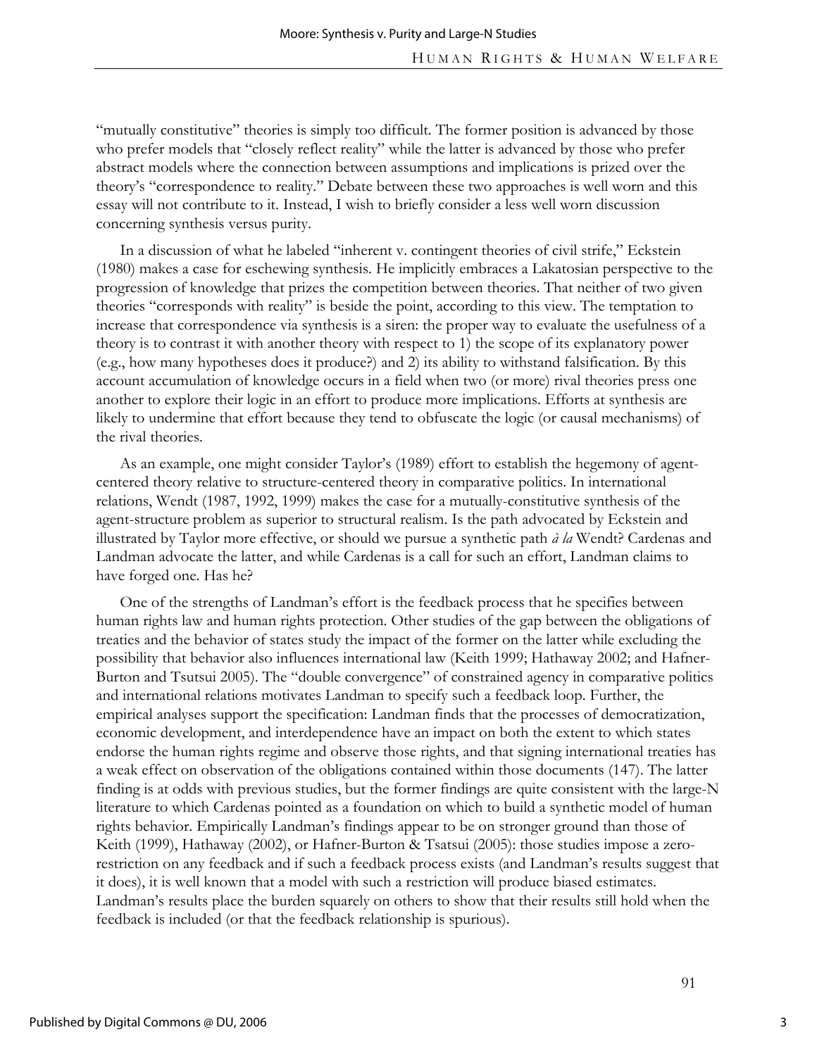"mutually constitutive" theories is simply too difficult. The former position is advanced by those who prefer models that "closely reflect reality" while the latter is advanced by those who prefer abstract models where the connection between assumptions and implications is prized over the theory's "correspondence to reality." Debate between these two approaches is well worn and this essay will not contribute to it. Instead, I wish to briefly consider a less well worn discussion concerning synthesis versus purity.

In a discussion of what he labeled "inherent v. contingent theories of civil strife," Eckstein (1980) makes a case for eschewing synthesis. He implicitly embraces a Lakatosian perspective to the progression of knowledge that prizes the competition between theories. That neither of two given theories "corresponds with reality" is beside the point, according to this view. The temptation to increase that correspondence via synthesis is a siren: the proper way to evaluate the usefulness of a theory is to contrast it with another theory with respect to 1) the scope of its explanatory power (e.g., how many hypotheses does it produce?) and 2) its ability to withstand falsification. By this account accumulation of knowledge occurs in a field when two (or more) rival theories press one another to explore their logic in an effort to produce more implications. Efforts at synthesis are likely to undermine that effort because they tend to obfuscate the logic (or causal mechanisms) of the rival theories.

As an example, one might consider Taylor's (1989) effort to establish the hegemony of agent-centered theory relative to structure-centered theory in comparative politics. In international relations, Wendt (1987, 1992, 1999) makes the case for a mutually-constitutive synthesis of the agent-structure problem as superior to structural realism. Is the path advocated by Eckstein and illustrated by Taylor more effective, or should we pursue a synthetic path *à la* Wendt? Cardenas and Landman advocate the latter, and while Cardenas is a call for such an effort, Landman claims to have forged one. Has he?

One of the strengths of Landman's effort is the feedback process that he specifies between human rights law and human rights protection. Other studies of the gap between the obligations of treaties and the behavior of states study the impact of the former on the latter while excluding the possibility that behavior also influences international law (Keith 1999; Hathaway 2002; and Hafner-Burton and Tsutsui 2005). The "double convergence" of constrained agency in comparative politics and international relations motivates Landman to specify such a feedback loop. Further, the empirical analyses support the specification: Landman finds that the processes of democratization, economic development, and interdependence have an impact on both the extent to which states endorse the human rights regime and observe those rights, and that signing international treaties has a weak effect on observation of the obligations contained within those documents (147). The latter finding is at odds with previous studies, but the former findings are quite consistent with the large-N literature to which Cardenas pointed as a foundation on which to build a synthetic model of human rights behavior. Empirically Landman's findings appear to be on stronger ground than those of Keith (1999), Hathaway (2002), or Hafner-Burton & Tsatsui (2005): those studies impose a zero-restriction on any feedback and if such a feedback process exists (and Landman's results suggest that it does), it is well known that a model with such a restriction will produce biased estimates. Landman's results place the burden squarely on others to show that their results still hold when the feedback is included (or that the feedback relationship is spurious).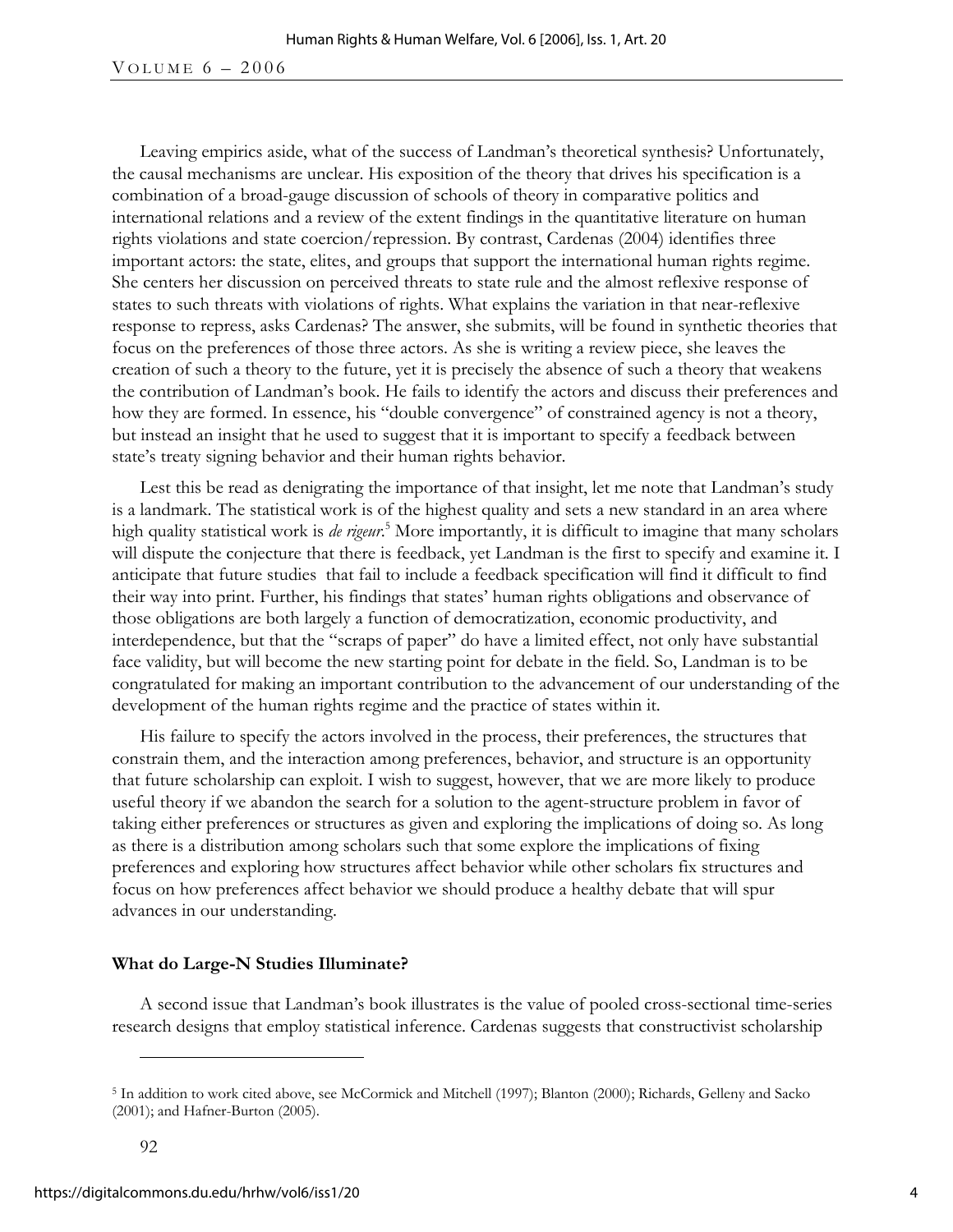Leaving empirics aside, what of the success of Landman's theoretical synthesis? Unfortunately, the causal mechanisms are unclear. His exposition of the theory that drives his specification is a combination of a broad-gauge discussion of schools of theory in comparative politics and international relations and a review of the extent findings in the quantitative literature on human rights violations and state coercion/repression. By contrast, Cardenas (2004) identifies three important actors: the state, elites, and groups that support the international human rights regime. She centers her discussion on perceived threats to state rule and the almost reflexive response of states to such threats with violations of rights. What explains the variation in that near-reflexive response to repress, asks Cardenas? The answer, she submits, will be found in synthetic theories that focus on the preferences of those three actors. As she is writing a review piece, she leaves the creation of such a theory to the future, yet it is precisely the absence of such a theory that weakens the contribution of Landman's book. He fails to identify the actors and discuss their preferences and how they are formed. In essence, his "double convergence" of constrained agency is not a theory, but instead an insight that he used to suggest that it is important to specify a feedback between state's treaty signing behavior and their human rights behavior.

Lest this be read as denigrating the importance of that insight, let me note that Landman's study is a landmark. The statistical work is of the highest quality and sets a new standard in an area where high quality statistical work is *de rigeur*.[5] More importantly, it is difficult to imagine that many scholars will dispute the conjecture that there is feedback, yet Landman is the first to specify and examine it. I anticipate that future studies that fail to include a feedback specification will find it difficult to find their way into print. Further, his findings that states' human rights obligations and observance of those obligations are both largely a function of democratization, economic productivity, and interdependence, but that the "scraps of paper" do have a limited effect, not only have substantial face validity, but will become the new starting point for debate in the field. So, Landman is to be congratulated for making an important contribution to the advancement of our understanding of the development of the human rights regime and the practice of states within it.

His failure to specify the actors involved in the process, their preferences, the structures that constrain them, and the interaction among preferences, behavior, and structure is an opportunity that future scholarship can exploit. I wish to suggest, however, that we are more likely to produce useful theory if we abandon the search for a solution to the agent-structure problem in favor of taking either preferences or structures as given and exploring the implications of doing so. As long as there is a distribution among scholars such that some explore the implications of fixing preferences and exploring how structures affect behavior while other scholars fix structures and focus on how preferences affect behavior we should produce a healthy debate that will spur advances in our understanding.

**What do Large-N Studies Illuminate?**

A second issue that Landman's book illustrates is the value of pooled cross-sectional time-series research designs that employ statistical inference. Cardenas suggests that constructivist scholarship

---

[5] In addition to work cited above, see McCormick and Mitchell (1997); Blanton (2000); Richards, Gelleny and Sacko (2001); and Hafner-Burton (2005).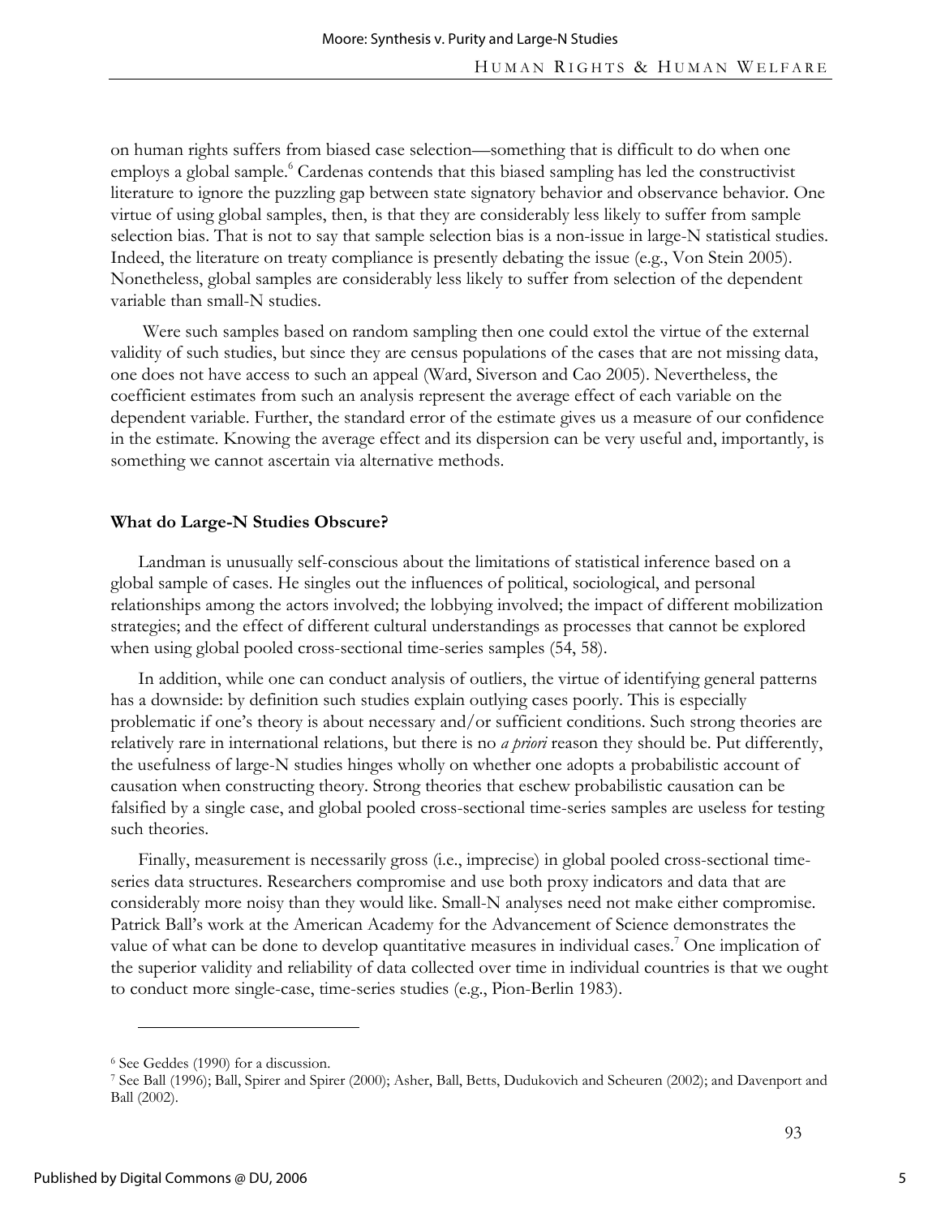on human rights suffers from biased case selection—something that is difficult to do when one employs a global sample.[6] Cardenas contends that this biased sampling has led the constructivist literature to ignore the puzzling gap between state signatory behavior and observance behavior. One virtue of using global samples, then, is that they are considerably less likely to suffer from sample selection bias. That is not to say that sample selection bias is a non-issue in large-N statistical studies. Indeed, the literature on treaty compliance is presently debating the issue (e.g., Von Stein 2005). Nonetheless, global samples are considerably less likely to suffer from selection of the dependent variable than small-N studies.

Were such samples based on random sampling then one could extol the virtue of the external validity of such studies, but since they are census populations of the cases that are not missing data, one does not have access to such an appeal (Ward, Siverson and Cao 2005). Nevertheless, the coefficient estimates from such an analysis represent the average effect of each variable on the dependent variable. Further, the standard error of the estimate gives us a measure of our confidence in the estimate. Knowing the average effect and its dispersion can be very useful and, importantly, is something we cannot ascertain via alternative methods.

**What do Large-N Studies Obscure?**

Landman is unusually self-conscious about the limitations of statistical inference based on a global sample of cases. He singles out the influences of political, sociological, and personal relationships among the actors involved; the lobbying involved; the impact of different mobilization strategies; and the effect of different cultural understandings as processes that cannot be explored when using global pooled cross-sectional time-series samples (54, 58).

In addition, while one can conduct analysis of outliers, the virtue of identifying general patterns has a downside: by definition such studies explain outlying cases poorly. This is especially problematic if one's theory is about necessary and/or sufficient conditions. Such strong theories are relatively rare in international relations, but there is no *a priori* reason they should be. Put differently, the usefulness of large-N studies hinges wholly on whether one adopts a probabilistic account of causation when constructing theory. Strong theories that eschew probabilistic causation can be falsified by a single case, and global pooled cross-sectional time-series samples are useless for testing such theories.

Finally, measurement is necessarily gross (i.e., imprecise) in global pooled cross-sectional time-series data structures. Researchers compromise and use both proxy indicators and data that are considerably more noisy than they would like. Small-N analyses need not make either compromise. Patrick Ball's work at the American Academy for the Advancement of Science demonstrates the value of what can be done to develop quantitative measures in individual cases.[7] One implication of the superior validity and reliability of data collected over time in individual countries is that we ought to conduct more single-case, time-series studies (e.g., Pion-Berlin 1983).

---

[6] See Geddes (1990) for a discussion.

[7] See Ball (1996); Ball, Spirer and Spirer (2000); Asher, Ball, Betts, Dudukovich and Scheuren (2002); and Davenport and Ball (2002).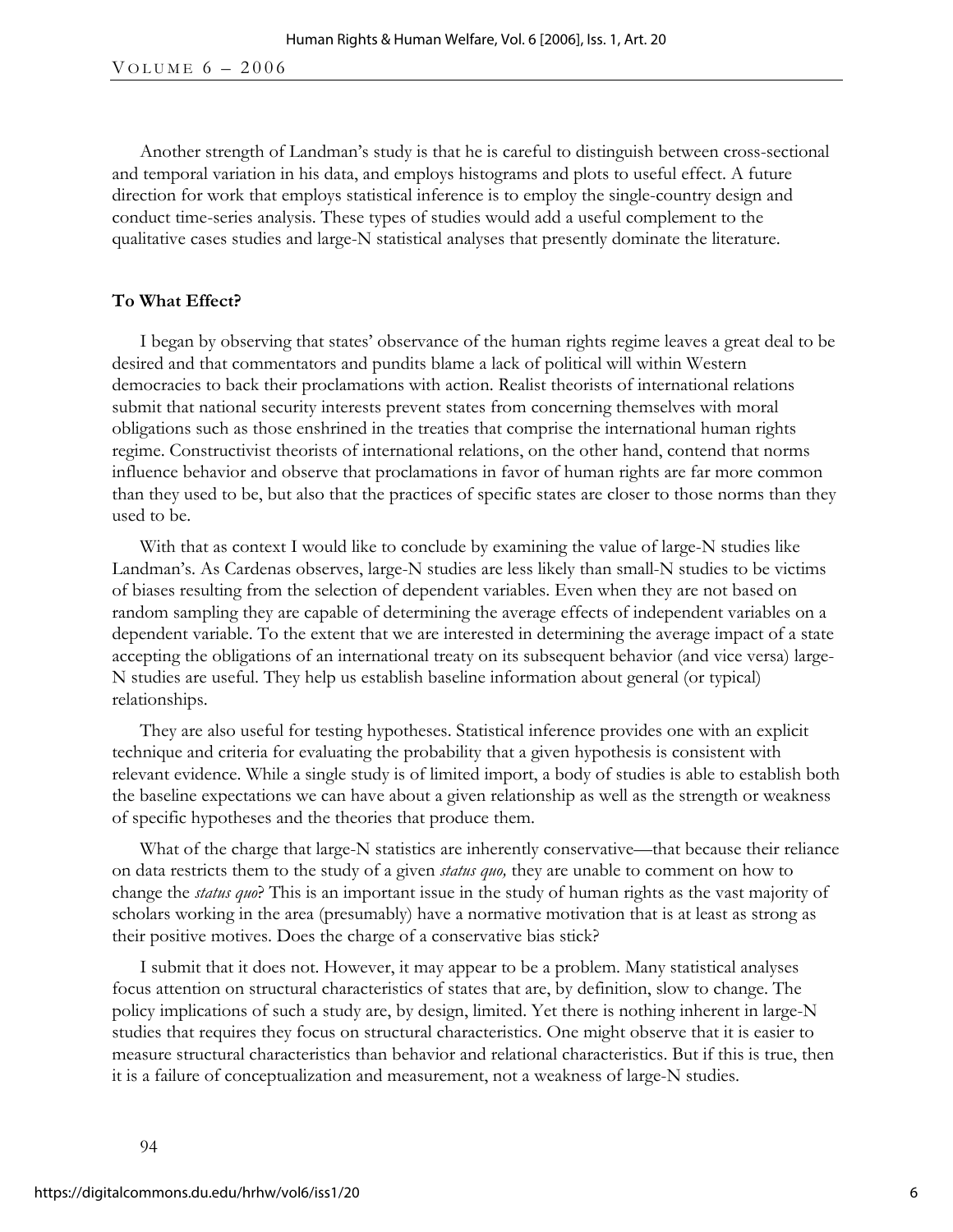Another strength of Landman's study is that he is careful to distinguish between cross-sectional and temporal variation in his data, and employs histograms and plots to useful effect. A future direction for work that employs statistical inference is to employ the single-country design and conduct time-series analysis. These types of studies would add a useful complement to the qualitative cases studies and large-N statistical analyses that presently dominate the literature.

**To What Effect?**

I began by observing that states' observance of the human rights regime leaves a great deal to be desired and that commentators and pundits blame a lack of political will within Western democracies to back their proclamations with action. Realist theorists of international relations submit that national security interests prevent states from concerning themselves with moral obligations such as those enshrined in the treaties that comprise the international human rights regime. Constructivist theorists of international relations, on the other hand, contend that norms influence behavior and observe that proclamations in favor of human rights are far more common than they used to be, but also that the practices of specific states are closer to those norms than they used to be.

With that as context I would like to conclude by examining the value of large-N studies like Landman's. As Cardenas observes, large-N studies are less likely than small-N studies to be victims of biases resulting from the selection of dependent variables. Even when they are not based on random sampling they are capable of determining the average effects of independent variables on a dependent variable. To the extent that we are interested in determining the average impact of a state accepting the obligations of an international treaty on its subsequent behavior (and vice versa) large-N studies are useful. They help us establish baseline information about general (or typical) relationships.

They are also useful for testing hypotheses. Statistical inference provides one with an explicit technique and criteria for evaluating the probability that a given hypothesis is consistent with relevant evidence. While a single study is of limited import, a body of studies is able to establish both the baseline expectations we can have about a given relationship as well as the strength or weakness of specific hypotheses and the theories that produce them.

What of the charge that large-N statistics are inherently conservative—that because their reliance on data restricts them to the study of a given *status quo,* they are unable to comment on how to change the *status quo*? This is an important issue in the study of human rights as the vast majority of scholars working in the area (presumably) have a normative motivation that is at least as strong as their positive motives. Does the charge of a conservative bias stick?

I submit that it does not. However, it may appear to be a problem. Many statistical analyses focus attention on structural characteristics of states that are, by definition, slow to change. The policy implications of such a study are, by design, limited. Yet there is nothing inherent in large-N studies that requires they focus on structural characteristics. One might observe that it is easier to measure structural characteristics than behavior and relational characteristics. But if this is true, then it is a failure of conceptualization and measurement, not a weakness of large-N studies.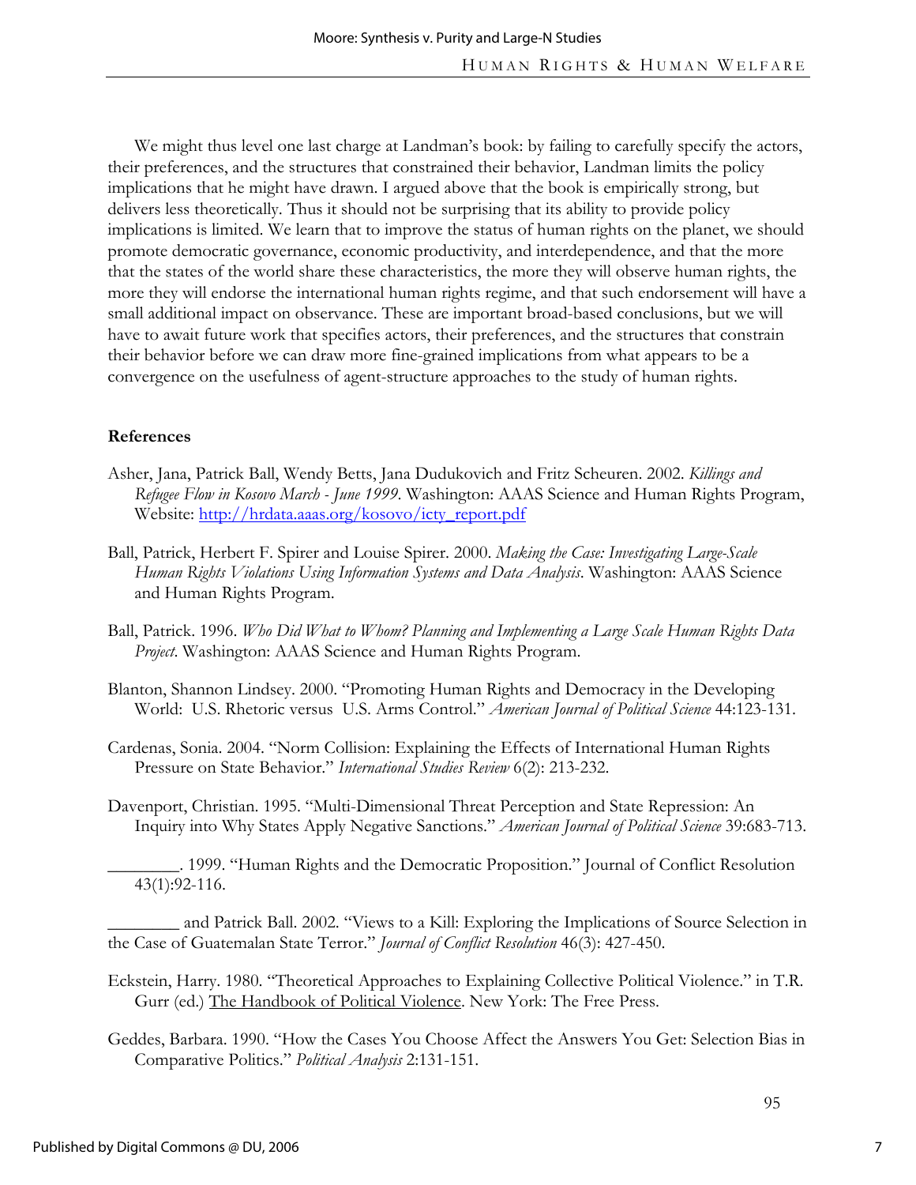We might thus level one last charge at Landman's book: by failing to carefully specify the actors, their preferences, and the structures that constrained their behavior, Landman limits the policy implications that he might have drawn. I argued above that the book is empirically strong, but delivers less theoretically. Thus it should not be surprising that its ability to provide policy implications is limited. We learn that to improve the status of human rights on the planet, we should promote democratic governance, economic productivity, and interdependence, and that the more that the states of the world share these characteristics, the more they will observe human rights, the more they will endorse the international human rights regime, and that such endorsement will have a small additional impact on observance. These are important broad-based conclusions, but we will have to await future work that specifies actors, their preferences, and the structures that constrain their behavior before we can draw more fine-grained implications from what appears to be a convergence on the usefulness of agent-structure approaches to the study of human rights.

**References**

Asher, Jana, Patrick Ball, Wendy Betts, Jana Dudukovich and Fritz Scheuren. 2002. *Killings and Refugee Flow in Kosovo March - June 1999*. Washington: AAAS Science and Human Rights Program, Website: http://hrdata.aaas.org/kosovo/icty_report.pdf

Ball, Patrick, Herbert F. Spirer and Louise Spirer. 2000. *Making the Case: Investigating Large-Scale Human Rights Violations Using Information Systems and Data Analysis*. Washington: AAAS Science and Human Rights Program.

Ball, Patrick. 1996. *Who Did What to Whom? Planning and Implementing a Large Scale Human Rights Data Project*. Washington: AAAS Science and Human Rights Program.

Blanton, Shannon Lindsey. 2000. "Promoting Human Rights and Democracy in the Developing World: U.S. Rhetoric versus U.S. Arms Control." *American Journal of Political Science* 44:123-131.

Cardenas, Sonia. 2004. "Norm Collision: Explaining the Effects of International Human Rights Pressure on State Behavior." *International Studies Review* 6(2): 213-232.

Davenport, Christian. 1995. "Multi-Dimensional Threat Perception and State Repression: An Inquiry into Why States Apply Negative Sanctions." *American Journal of Political Science* 39:683-713.

________. 1999. "Human Rights and the Democratic Proposition." Journal of Conflict Resolution 43(1):92-116.

________ and Patrick Ball. 2002. "Views to a Kill: Exploring the Implications of Source Selection in the Case of Guatemalan State Terror." *Journal of Conflict Resolution* 46(3): 427-450.

Eckstein, Harry. 1980. "Theoretical Approaches to Explaining Collective Political Violence." in T.R. Gurr (ed.) The Handbook of Political Violence. New York: The Free Press.

Geddes, Barbara. 1990. "How the Cases You Choose Affect the Answers You Get: Selection Bias in Comparative Politics." *Political Analysis* 2:131-151.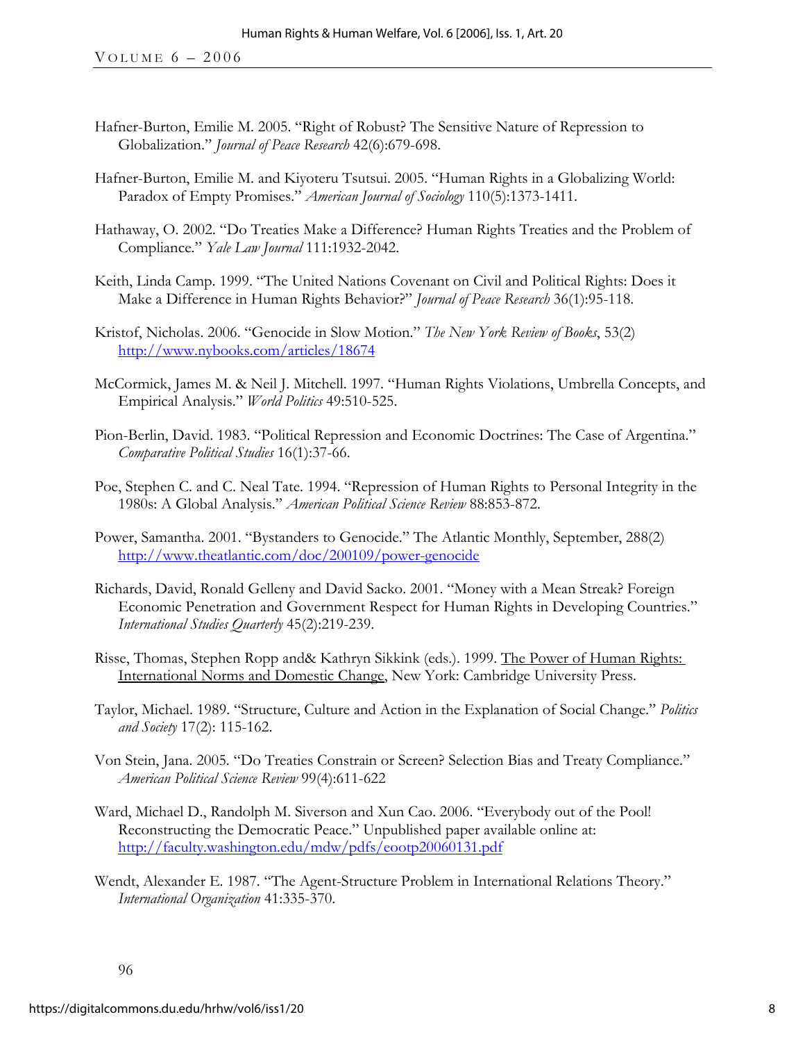Hafner-Burton, Emilie M. 2005. "Right of Robust? The Sensitive Nature of Repression to Globalization." *Journal of Peace Research* 42(6):679-698.

Hafner-Burton, Emilie M. and Kiyoteru Tsutsui. 2005. "Human Rights in a Globalizing World: Paradox of Empty Promises." *American Journal of Sociology* 110(5):1373-1411.

Hathaway, O. 2002. "Do Treaties Make a Difference? Human Rights Treaties and the Problem of Compliance." *Yale Law Journal* 111:1932-2042.

Keith, Linda Camp. 1999. "The United Nations Covenant on Civil and Political Rights: Does it Make a Difference in Human Rights Behavior?" *Journal of Peace Research* 36(1):95-118.

Kristof, Nicholas. 2006. "Genocide in Slow Motion." *The New York Review of Books*, 53(2) http://www.nybooks.com/articles/18674

McCormick, James M. & Neil J. Mitchell. 1997. "Human Rights Violations, Umbrella Concepts, and Empirical Analysis." *World Politics* 49:510-525.

Pion-Berlin, David. 1983. "Political Repression and Economic Doctrines: The Case of Argentina." *Comparative Political Studies* 16(1):37-66.

Poe, Stephen C. and C. Neal Tate. 1994. "Repression of Human Rights to Personal Integrity in the 1980s: A Global Analysis." *American Political Science Review* 88:853-872.

Power, Samantha. 2001. "Bystanders to Genocide." The Atlantic Monthly, September, 288(2) http://www.theatlantic.com/doc/200109/power-genocide

Richards, David, Ronald Gelleny and David Sacko. 2001. "Money with a Mean Streak? Foreign Economic Penetration and Government Respect for Human Rights in Developing Countries." *International Studies Quarterly* 45(2):219-239.

Risse, Thomas, Stephen Ropp and& Kathryn Sikkink (eds.). 1999. The Power of Human Rights: International Norms and Domestic Change, New York: Cambridge University Press.

Taylor, Michael. 1989. "Structure, Culture and Action in the Explanation of Social Change." *Politics and Society* 17(2): 115-162.

Von Stein, Jana. 2005. "Do Treaties Constrain or Screen? Selection Bias and Treaty Compliance." *American Political Science Review* 99(4):611-622

Ward, Michael D., Randolph M. Siverson and Xun Cao. 2006. "Everybody out of the Pool! Reconstructing the Democratic Peace." Unpublished paper available online at: http://faculty.washington.edu/mdw/pdfs/eootp20060131.pdf

Wendt, Alexander E. 1987. "The Agent-Structure Problem in International Relations Theory." *International Organization* 41:335-370.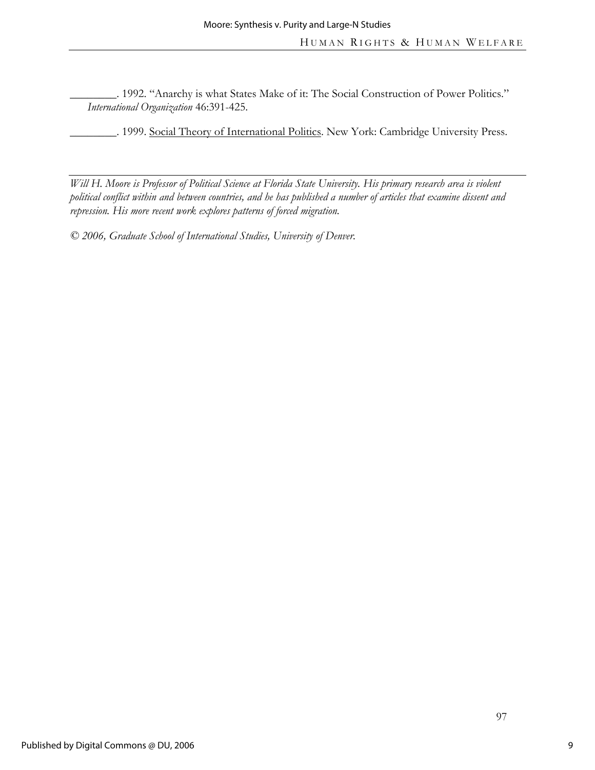\_\_\_\_\_\_\_\_. 1992. "Anarchy is what States Make of it: The Social Construction of Power Politics." *International Organization* 46:391-425.

\_\_\_\_\_\_\_\_. 1999. Social Theory of International Politics. New York: Cambridge University Press.

---

*Will H. Moore is Professor of Political Science at Florida State University. His primary research area is violent political conflict within and between countries, and he has published a number of articles that examine dissent and repression. His more recent work explores patterns of forced migration.*

*© 2006, Graduate School of International Studies, University of Denver.*